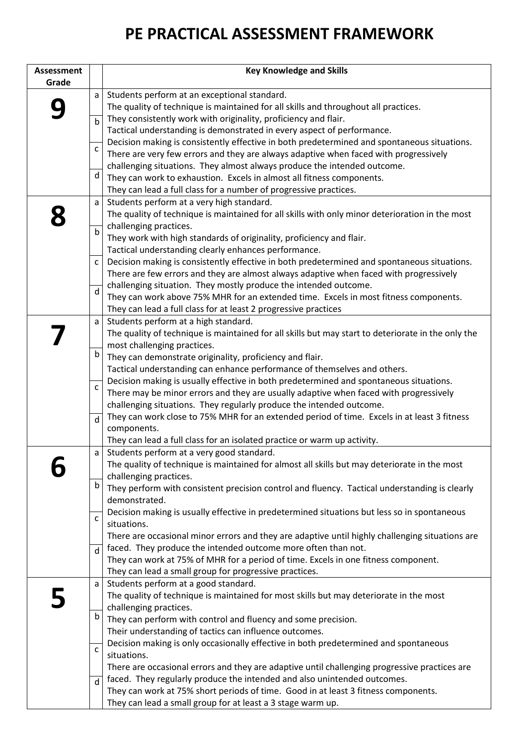# PE PRACTICAL ASSESSMENT FRAMEWORK

| Assessment Grade | | Key Knowledge and Skills |
|---|---|---|
| **9** | a<br>b<br>c<br>d | Students perform at an exceptional standard.<br>The quality of technique is maintained for all skills and throughout all practices.<br>They consistently work with originality, proficiency and flair.<br>Tactical understanding is demonstrated in every aspect of performance.<br>Decision making is consistently effective in both predetermined and spontaneous situations.<br>There are very few errors and they are always adaptive when faced with progressively challenging situations. They almost always produce the intended outcome.<br>They can work to exhaustion. Excels in almost all fitness components.<br>They can lead a full class for a number of progressive practices. |
| **8** | a<br>b<br>c<br>d | Students perform at a very high standard.<br>The quality of technique is maintained for all skills with only minor deterioration in the most challenging practices.<br>They work with high standards of originality, proficiency and flair.<br>Tactical understanding clearly enhances performance.<br>Decision making is consistently effective in both predetermined and spontaneous situations.<br>There are few errors and they are almost always adaptive when faced with progressively challenging situation. They mostly produce the intended outcome.<br>They can work above 75% MHR for an extended time. Excels in most fitness components.<br>They can lead a full class for at least 2 progressive practices |
| **7** | a<br>b<br>c<br>d | Students perform at a high standard.<br>The quality of technique is maintained for all skills but may start to deteriorate in the only the most challenging practices.<br>They can demonstrate originality, proficiency and flair.<br>Tactical understanding can enhance performance of themselves and others.<br>Decision making is usually effective in both predetermined and spontaneous situations.<br>There may be minor errors and they are usually adaptive when faced with progressively challenging situations. They regularly produce the intended outcome.<br>They can work close to 75% MHR for an extended period of time. Excels in at least 3 fitness components.<br>They can lead a full class for an isolated practice or warm up activity. |
| **6** | a<br>b<br>c<br>d | Students perform at a very good standard.<br>The quality of technique is maintained for almost all skills but may deteriorate in the most challenging practices.<br>They perform with consistent precision control and fluency. Tactical understanding is clearly demonstrated.<br>Decision making is usually effective in predetermined situations but less so in spontaneous situations.<br>There are occasional minor errors and they are adaptive until highly challenging situations are faced. They produce the intended outcome more often than not.<br>They can work at 75% of MHR for a period of time. Excels in one fitness component.<br>They can lead a small group for progressive practices. |
| **5** | a<br>b<br>c<br>d | Students perform at a good standard.<br>The quality of technique is maintained for most skills but may deteriorate in the most challenging practices.<br>They can perform with control and fluency and some precision.<br>Their understanding of tactics can influence outcomes.<br>Decision making is only occasionally effective in both predetermined and spontaneous situations.<br>There are occasional errors and they are adaptive until challenging progressive practices are faced. They regularly produce the intended and also unintended outcomes.<br>They can work at 75% short periods of time. Good in at least 3 fitness components.<br>They can lead a small group for at least a 3 stage warm up. |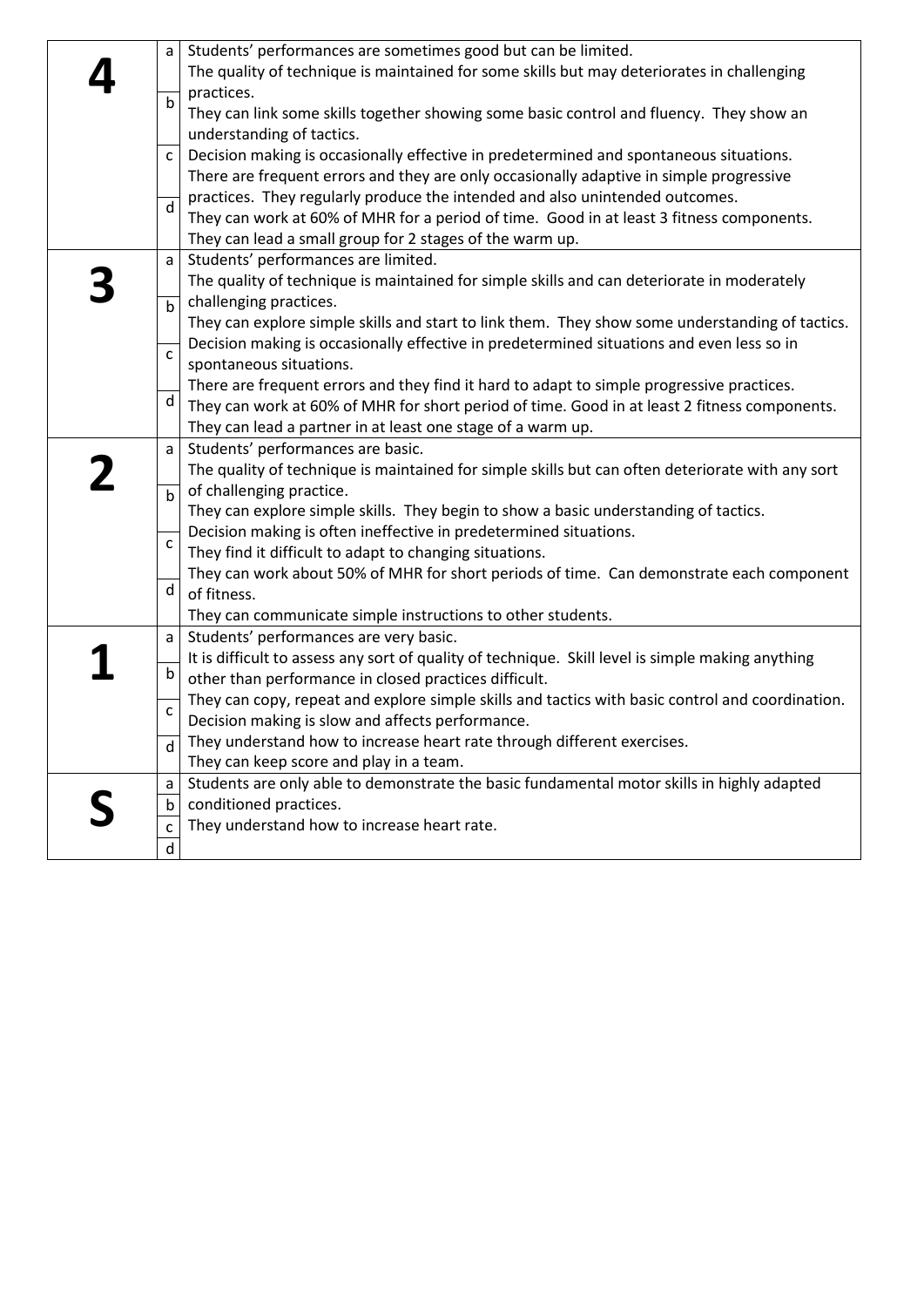| | | |
|---|---|---|
| **4** | a<br>b<br>c<br>d | Students' performances are sometimes good but can be limited.<br>The quality of technique is maintained for some skills but may deteriorates in challenging practices.<br>They can link some skills together showing some basic control and fluency. They show an understanding of tactics.<br>Decision making is occasionally effective in predetermined and spontaneous situations.<br>There are frequent errors and they are only occasionally adaptive in simple progressive practices. They regularly produce the intended and also unintended outcomes.<br>They can work at 60% of MHR for a period of time. Good in at least 3 fitness components.<br>They can lead a small group for 2 stages of the warm up. |
| **3** | a<br>b<br>c<br>d | Students' performances are limited.<br>The quality of technique is maintained for simple skills and can deteriorate in moderately challenging practices.<br>They can explore simple skills and start to link them. They show some understanding of tactics.<br>Decision making is occasionally effective in predetermined situations and even less so in spontaneous situations.<br>There are frequent errors and they find it hard to adapt to simple progressive practices.<br>They can work at 60% of MHR for short period of time. Good in at least 2 fitness components.<br>They can lead a partner in at least one stage of a warm up. |
| **2** | a<br>b<br>c<br>d | Students' performances are basic.<br>The quality of technique is maintained for simple skills but can often deteriorate with any sort of challenging practice.<br>They can explore simple skills. They begin to show a basic understanding of tactics.<br>Decision making is often ineffective in predetermined situations.<br>They find it difficult to adapt to changing situations.<br>They can work about 50% of MHR for short periods of time. Can demonstrate each component of fitness.<br>They can communicate simple instructions to other students. |
| **1** | a<br>b<br>c<br>d | Students' performances are very basic.<br>It is difficult to assess any sort of quality of technique. Skill level is simple making anything other than performance in closed practices difficult.<br>They can copy, repeat and explore simple skills and tactics with basic control and coordination.<br>Decision making is slow and affects performance.<br>They understand how to increase heart rate through different exercises.<br>They can keep score and play in a team. |
| **S** | a<br>b<br>c<br>d | Students are only able to demonstrate the basic fundamental motor skills in highly adapted conditioned practices.<br>They understand how to increase heart rate. |